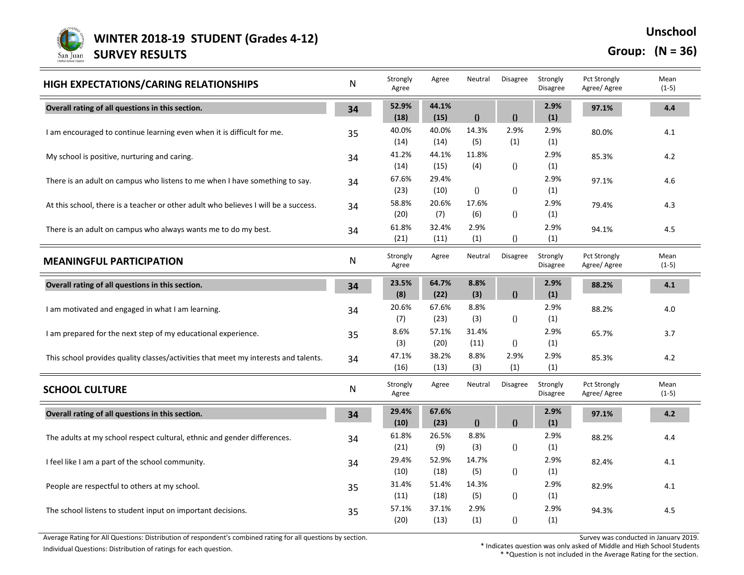# WINTER 2018-19 STUDENT (Grades 4-12) SURVEY RESULTS

**Unschool**

**Group: (N = 36)**

| HIGH EXPECTATIONS/CARING RELATIONSHIPS | N | Strongly Agree | Agree | Neutral | Disagree | Strongly Disagree | Pct Strongly Agree/ Agree | Mean (1-5) |
|---|---|---|---|---|---|---|---|---|
| **Overall rating of all questions in this section.** | **34** | **52.9% (18)** | **44.1% (15)** | **()** | **()** | **2.9% (1)** | **97.1%** | **4.4** |
| I am encouraged to continue learning even when it is difficult for me. | 35 | 40.0% (14) | 40.0% (14) | 14.3% (5) | 2.9% (1) | 2.9% (1) | 80.0% | 4.1 |
| My school is positive, nurturing and caring. | 34 | 41.2% (14) | 44.1% (15) | 11.8% (4) | () | 2.9% (1) | 85.3% | 4.2 |
| There is an adult on campus who listens to me when I have something to say. | 34 | 67.6% (23) | 29.4% (10) | () | () | 2.9% (1) | 97.1% | 4.6 |
| At this school, there is a teacher or other adult who believes I will be a success. | 34 | 58.8% (20) | 20.6% (7) | 17.6% (6) | () | 2.9% (1) | 79.4% | 4.3 |
| There is an adult on campus who always wants me to do my best. | 34 | 61.8% (21) | 32.4% (11) | 2.9% (1) | () | 2.9% (1) | 94.1% | 4.5 |

| MEANINGFUL PARTICIPATION | N | Strongly Agree | Agree | Neutral | Disagree | Strongly Disagree | Pct Strongly Agree/ Agree | Mean (1-5) |
|---|---|---|---|---|---|---|---|---|
| **Overall rating of all questions in this section.** | **34** | **23.5% (8)** | **64.7% (22)** | **8.8% (3)** | **()** | **2.9% (1)** | **88.2%** | **4.1** |
| I am motivated and engaged in what I am learning. | 34 | 20.6% (7) | 67.6% (23) | 8.8% (3) | () | 2.9% (1) | 88.2% | 4.0 |
| I am prepared for the next step of my educational experience. | 35 | 8.6% (3) | 57.1% (20) | 31.4% (11) | () | 2.9% (1) | 65.7% | 3.7 |
| This school provides quality classes/activities that meet my interests and talents. | 34 | 47.1% (16) | 38.2% (13) | 8.8% (3) | 2.9% (1) | 2.9% (1) | 85.3% | 4.2 |

| SCHOOL CULTURE | N | Strongly Agree | Agree | Neutral | Disagree | Strongly Disagree | Pct Strongly Agree/ Agree | Mean (1-5) |
|---|---|---|---|---|---|---|---|---|
| **Overall rating of all questions in this section.** | **34** | **29.4% (10)** | **67.6% (23)** | **()** | **()** | **2.9% (1)** | **97.1%** | **4.2** |
| The adults at my school respect cultural, ethnic and gender differences. | 34 | 61.8% (21) | 26.5% (9) | 8.8% (3) | () | 2.9% (1) | 88.2% | 4.4 |
| I feel like I am a part of the school community. | 34 | 29.4% (10) | 52.9% (18) | 14.7% (5) | () | 2.9% (1) | 82.4% | 4.1 |
| People are respectful to others at my school. | 35 | 31.4% (11) | 51.4% (18) | 14.3% (5) | () | 2.9% (1) | 82.9% | 4.1 |
| The school listens to student input on important decisions. | 35 | 57.1% (20) | 37.1% (13) | 2.9% (1) | () | 2.9% (1) | 94.3% | 4.5 |

Average Rating for All Questions: Distribution of respondent's combined rating for all questions by section.

Individual Questions: Distribution of ratings for each question.

Survey was conducted in January 2019.

\* Indicates question was only asked of Middle and High School Students

\* \*Question is not included in the Average Rating for the section.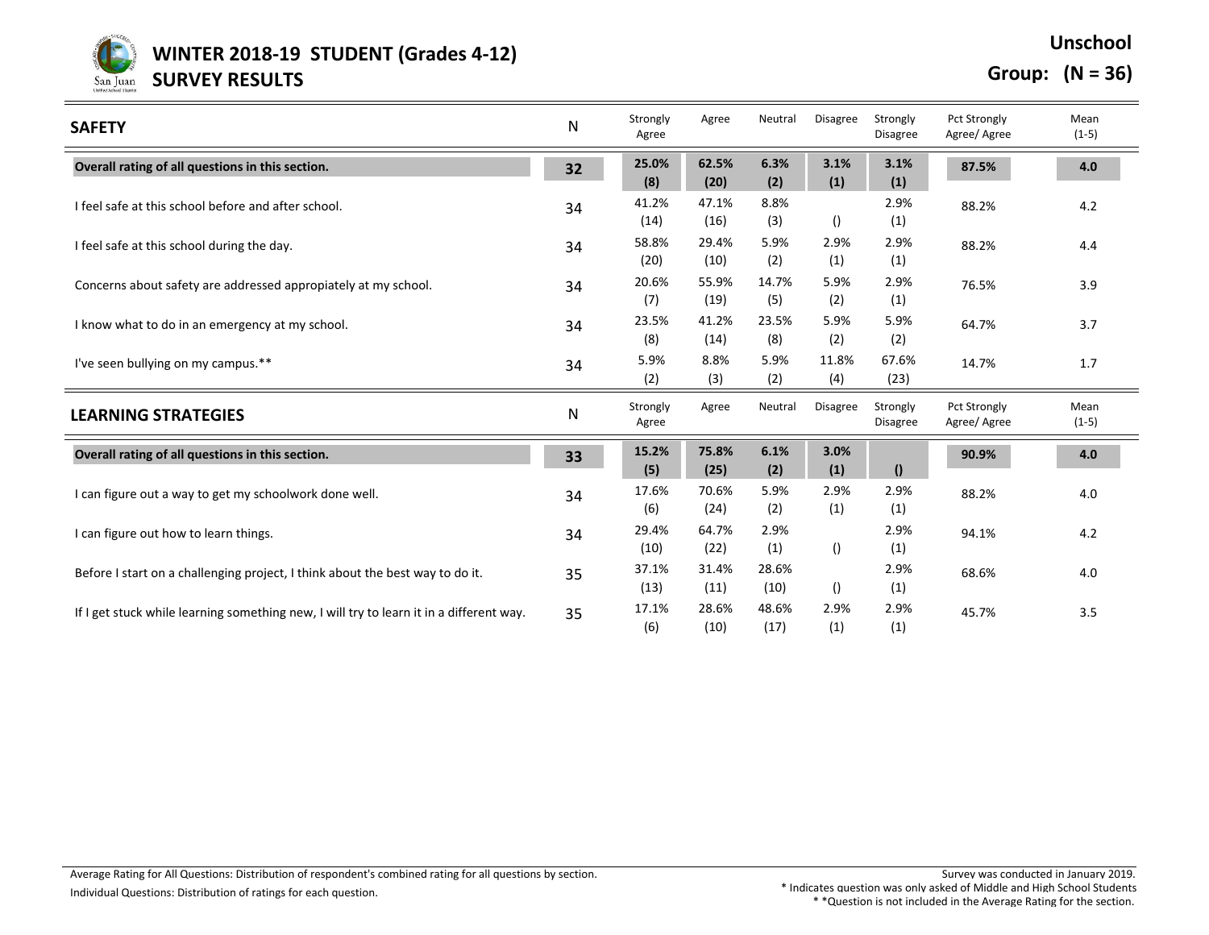# WINTER 2018-19 STUDENT (Grades 4-12) SURVEY RESULTS

**Unschool**

**Group: (N = 36)**

| SAFETY | N | Strongly Agree | Agree | Neutral | Disagree | Strongly Disagree | Pct Strongly Agree/ Agree | Mean (1-5) |
|---|---|---|---|---|---|---|---|---|
| **Overall rating of all questions in this section.** | **32** | **25.0% (8)** | **62.5% (20)** | **6.3% (2)** | **3.1% (1)** | **3.1% (1)** | **87.5%** | **4.0** |
| I feel safe at this school before and after school. | 34 | 41.2% (14) | 47.1% (16) | 8.8% (3) | () | 2.9% (1) | 88.2% | 4.2 |
| I feel safe at this school during the day. | 34 | 58.8% (20) | 29.4% (10) | 5.9% (2) | 2.9% (1) | 2.9% (1) | 88.2% | 4.4 |
| Concerns about safety are addressed appopriately at my school. | 34 | 20.6% (7) | 55.9% (19) | 14.7% (5) | 5.9% (2) | 2.9% (1) | 76.5% | 3.9 |
| I know what to do in an emergency at my school. | 34 | 23.5% (8) | 41.2% (14) | 23.5% (8) | 5.9% (2) | 5.9% (2) | 64.7% | 3.7 |
| I've seen bullying on my campus.** | 34 | 5.9% (2) | 8.8% (3) | 5.9% (2) | 11.8% (4) | 67.6% (23) | 14.7% | 1.7 |

| LEARNING STRATEGIES | N | Strongly Agree | Agree | Neutral | Disagree | Strongly Disagree | Pct Strongly Agree/ Agree | Mean (1-5) |
|---|---|---|---|---|---|---|---|---|
| **Overall rating of all questions in this section.** | **33** | **15.2% (5)** | **75.8% (25)** | **6.1% (2)** | **3.0% (1)** | **()** | **90.9%** | **4.0** |
| I can figure out a way to get my schoolwork done well. | 34 | 17.6% (6) | 70.6% (24) | 5.9% (2) | 2.9% (1) | 2.9% (1) | 88.2% | 4.0 |
| I can figure out how to learn things. | 34 | 29.4% (10) | 64.7% (22) | 2.9% (1) | () | 2.9% (1) | 94.1% | 4.2 |
| Before I start on a challenging project, I think about the best way to do it. | 35 | 37.1% (13) | 31.4% (11) | 28.6% (10) | () | 2.9% (1) | 68.6% | 4.0 |
| If I get stuck while learning something new, I will try to learn it in a different way. | 35 | 17.1% (6) | 28.6% (10) | 48.6% (17) | 2.9% (1) | 2.9% (1) | 45.7% | 3.5 |

Average Rating for All Questions: Distribution of respondent's combined rating for all questions by section.

Individual Questions: Distribution of ratings for each question.

Survey was conducted in January 2019.

* Indicates question was only asked of Middle and High School Students

* *Question is not included in the Average Rating for the section.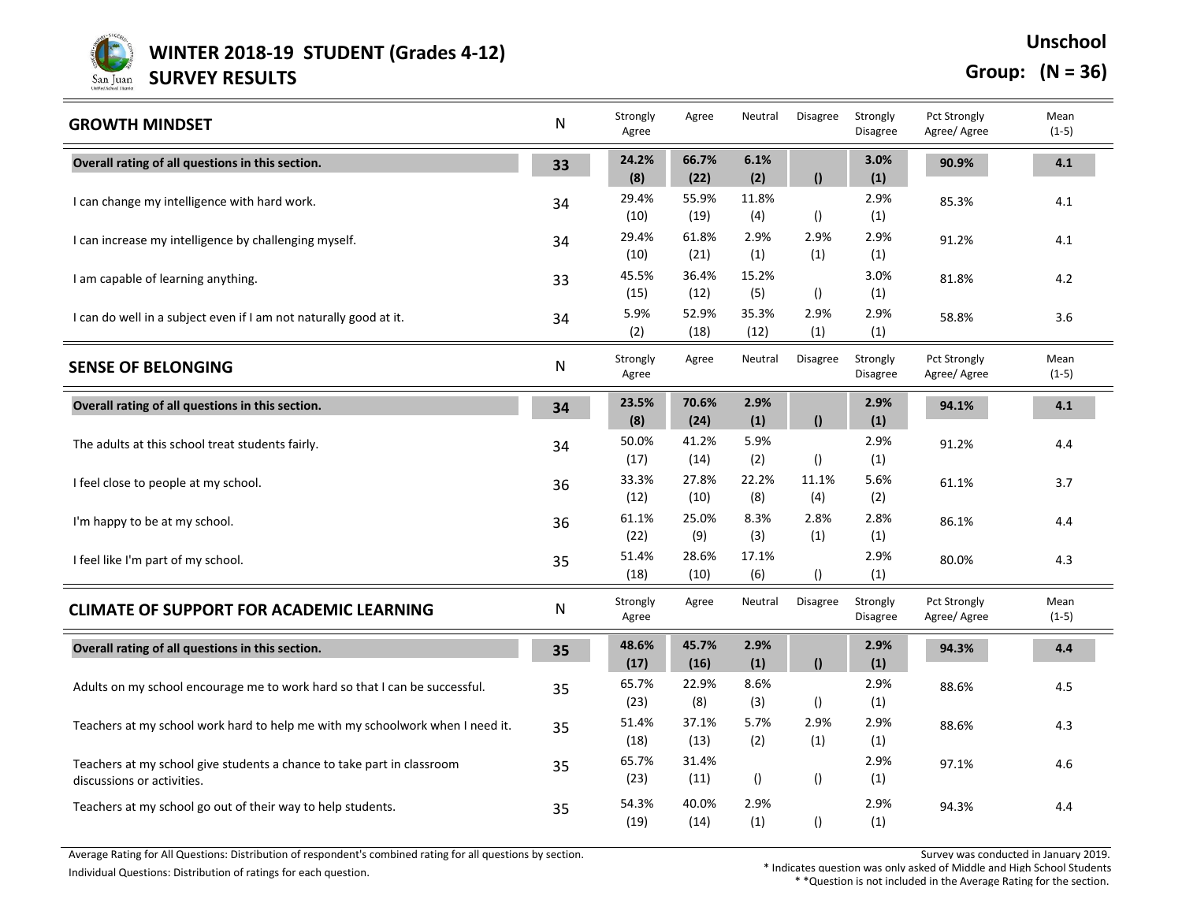# WINTER 2018-19 STUDENT (Grades 4-12) SURVEY RESULTS

**Unschool**

**Group: (N = 36)**

| GROWTH MINDSET | N | Strongly Agree | Agree | Neutral | Disagree | Strongly Disagree | Pct Strongly Agree/ Agree | Mean (1-5) |
|---|---|---|---|---|---|---|---|---|
| **Overall rating of all questions in this section.** | **33** | **24.2% (8)** | **66.7% (22)** | **6.1% (2)** | **()** | **3.0% (1)** | **90.9%** | **4.1** |
| I can change my intelligence with hard work. | 34 | 29.4% (10) | 55.9% (19) | 11.8% (4) | () | 2.9% (1) | 85.3% | 4.1 |
| I can increase my intelligence by challenging myself. | 34 | 29.4% (10) | 61.8% (21) | 2.9% (1) | 2.9% (1) | 2.9% (1) | 91.2% | 4.1 |
| I am capable of learning anything. | 33 | 45.5% (15) | 36.4% (12) | 15.2% (5) | () | 3.0% (1) | 81.8% | 4.2 |
| I can do well in a subject even if I am not naturally good at it. | 34 | 5.9% (2) | 52.9% (18) | 35.3% (12) | 2.9% (1) | 2.9% (1) | 58.8% | 3.6 |

| SENSE OF BELONGING | N | Strongly Agree | Agree | Neutral | Disagree | Strongly Disagree | Pct Strongly Agree/ Agree | Mean (1-5) |
|---|---|---|---|---|---|---|---|---|
| **Overall rating of all questions in this section.** | **34** | **23.5% (8)** | **70.6% (24)** | **2.9% (1)** | **()** | **2.9% (1)** | **94.1%** | **4.1** |
| The adults at this school treat students fairly. | 34 | 50.0% (17) | 41.2% (14) | 5.9% (2) | () | 2.9% (1) | 91.2% | 4.4 |
| I feel close to people at my school. | 36 | 33.3% (12) | 27.8% (10) | 22.2% (8) | 11.1% (4) | 5.6% (2) | 61.1% | 3.7 |
| I'm happy to be at my school. | 36 | 61.1% (22) | 25.0% (9) | 8.3% (3) | 2.8% (1) | 2.8% (1) | 86.1% | 4.4 |
| I feel like I'm part of my school. | 35 | 51.4% (18) | 28.6% (10) | 17.1% (6) | () | 2.9% (1) | 80.0% | 4.3 |

| CLIMATE OF SUPPORT FOR ACADEMIC LEARNING | N | Strongly Agree | Agree | Neutral | Disagree | Strongly Disagree | Pct Strongly Agree/ Agree | Mean (1-5) |
|---|---|---|---|---|---|---|---|---|
| **Overall rating of all questions in this section.** | **35** | **48.6% (17)** | **45.7% (16)** | **2.9% (1)** | **()** | **2.9% (1)** | **94.3%** | **4.4** |
| Adults on my school encourage me to work hard so that I can be successful. | 35 | 65.7% (23) | 22.9% (8) | 8.6% (3) | () | 2.9% (1) | 88.6% | 4.5 |
| Teachers at my school work hard to help me with my schoolwork when I need it. | 35 | 51.4% (18) | 37.1% (13) | 5.7% (2) | 2.9% (1) | 2.9% (1) | 88.6% | 4.3 |
| Teachers at my school give students a chance to take part in classroom discussions or activities. | 35 | 65.7% (23) | 31.4% (11) | () | () | 2.9% (1) | 97.1% | 4.6 |
| Teachers at my school go out of their way to help students. | 35 | 54.3% (19) | 40.0% (14) | 2.9% (1) | () | 2.9% (1) | 94.3% | 4.4 |

Average Rating for All Questions: Distribution of respondent's combined rating for all questions by section.

Individual Questions: Distribution of ratings for each question.

Survey was conducted in January 2019.

\* Indicates question was only asked of Middle and High School Students

\* *Question is not included in the Average Rating for the section.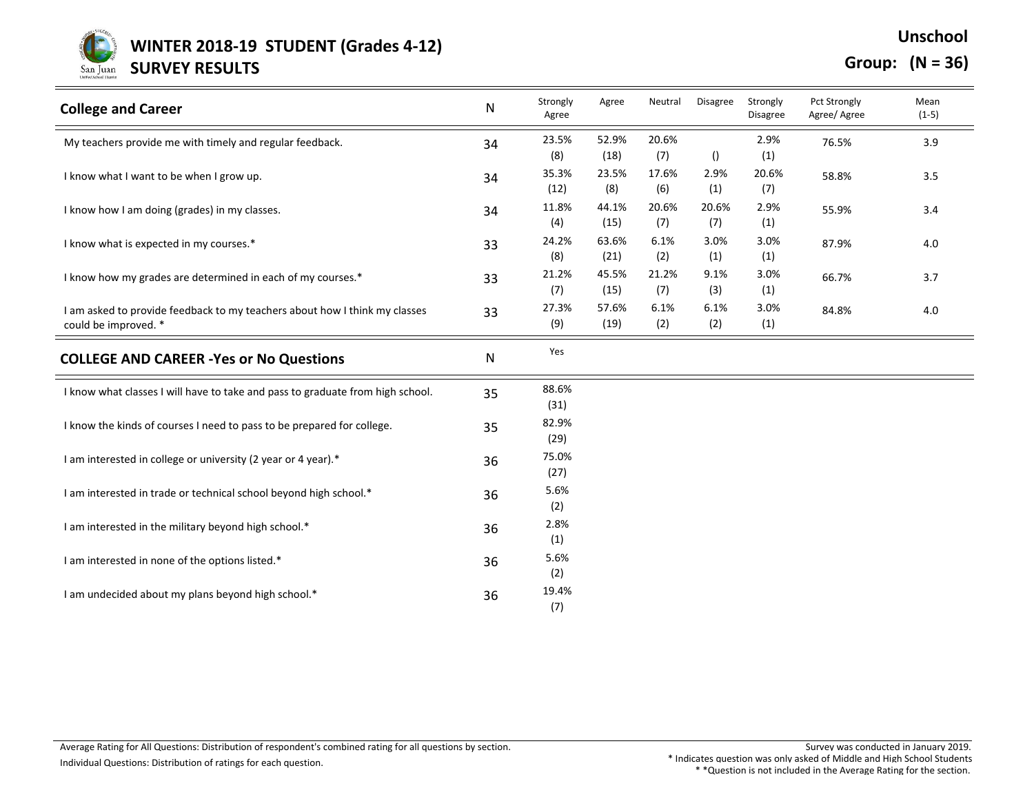# WINTER 2018-19 STUDENT (Grades 4-12) SURVEY RESULTS

**Unschool**

**Group: (N = 36)**

| College and Career | N | Strongly Agree | Agree | Neutral | Disagree | Strongly Disagree | Pct Strongly Agree/ Agree | Mean (1-5) |
|---|---|---|---|---|---|---|---|---|
| My teachers provide me with timely and regular feedback. | 34 | 23.5% (8) | 52.9% (18) | 20.6% (7) | () | 2.9% (1) | 76.5% | 3.9 |
| I know what I want to be when I grow up. | 34 | 35.3% (12) | 23.5% (8) | 17.6% (6) | 2.9% (1) | 20.6% (7) | 58.8% | 3.5 |
| I know how I am doing (grades) in my classes. | 34 | 11.8% (4) | 44.1% (15) | 20.6% (7) | 20.6% (7) | 2.9% (1) | 55.9% | 3.4 |
| I know what is expected in my courses.* | 33 | 24.2% (8) | 63.6% (21) | 6.1% (2) | 3.0% (1) | 3.0% (1) | 87.9% | 4.0 |
| I know how my grades are determined in each of my courses.* | 33 | 21.2% (7) | 45.5% (15) | 21.2% (7) | 9.1% (3) | 3.0% (1) | 66.7% | 3.7 |
| I am asked to provide feedback to my teachers about how I think my classes could be improved. * | 33 | 27.3% (9) | 57.6% (19) | 6.1% (2) | 6.1% (2) | 3.0% (1) | 84.8% | 4.0 |

| COLLEGE AND CAREER -Yes or No Questions | N | Yes |
|---|---|---|
| I know what classes I will have to take and pass to graduate from high school. | 35 | 88.6% (31) |
| I know the kinds of courses I need to pass to be prepared for college. | 35 | 82.9% (29) |
| I am interested in college or university (2 year or 4 year).* | 36 | 75.0% (27) |
| I am interested in trade or technical school beyond high school.* | 36 | 5.6% (2) |
| I am interested in the military beyond high school.* | 36 | 2.8% (1) |
| I am interested in none of the options listed.* | 36 | 5.6% (2) |
| I am undecided about my plans beyond high school.* | 36 | 19.4% (7) |

Average Rating for All Questions: Distribution of respondent's combined rating for all questions by section.

Individual Questions: Distribution of ratings for each question.

Survey was conducted in January 2019.

* Indicates question was only asked of Middle and High School Students

* *Question is not included in the Average Rating for the section.